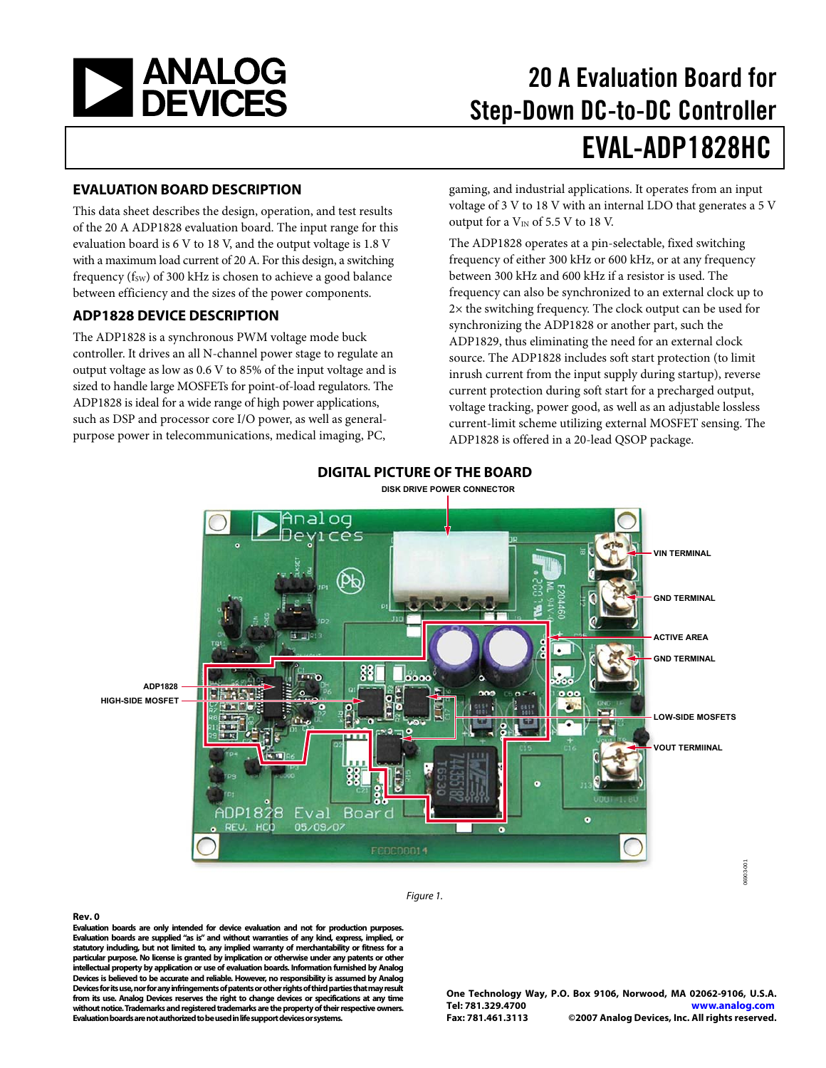# 20 A Evaluation Board for Step-Down DC-to-DC Controller

# EVAL-ADP1828HC

## EVALUATION BOARD DESCRIPTION

This data sheet describes the design, operation, and test results of the 20 A ADP1828 evaluation board. The input range for this evaluation board is 6 V to 18 V, and the output voltage is 1.8 V with a maximum load current of 20 A. For this design, a switching frequency ($f_{SW}$) of 300 kHz is chosen to achieve a good balance between efficiency and the sizes of the power components.

## ADP1828 DEVICE DESCRIPTION

The ADP1828 is a synchronous PWM voltage mode buck controller. It drives an all N-channel power stage to regulate an output voltage as low as 0.6 V to 85% of the input voltage and is sized to handle large MOSFETs for point-of-load regulators. The ADP1828 is ideal for a wide range of high power applications, such as DSP and processor core I/O power, as well as general-purpose power in telecommunications, medical imaging, PC, gaming, and industrial applications. It operates from an input voltage of 3 V to 18 V with an internal LDO that generates a 5 V output for a $V_{IN}$ of 5.5 V to 18 V.

The ADP1828 operates at a pin-selectable, fixed switching frequency of either 300 kHz or 600 kHz, or at any frequency between 300 kHz and 600 kHz if a resistor is used. The frequency can also be synchronized to an external clock up to 2× the switching frequency. The clock output can be used for synchronizing the ADP1828 or another part, such the ADP1829, thus eliminating the need for an external clock source. The ADP1828 includes soft start protection (to limit inrush current from the input supply during startup), reverse current protection during soft start for a precharged output, voltage tracking, power good, as well as an adjustable lossless current-limit scheme utilizing external MOSFET sensing. The ADP1828 is offered in a 20-lead QSOP package.

## DIGITAL PICTURE OF THE BOARD

Figure 1.

**Rev. 0**

**Evaluation boards are only intended for device evaluation and not for production purposes. Evaluation boards are supplied "as is" and without warranties of any kind, express, implied, or statutory including, but not limited to, any implied warranty of merchantability or fitness for a particular purpose. No license is granted by implication or otherwise under any patents or other intellectual property by application or use of evaluation boards. Information furnished by Analog Devices is believed to be accurate and reliable. However, no responsibility is assumed by Analog Devices for its use, nor for any infringements of patents or other rights of third parties that may result from its use. Analog Devices reserves the right to change devices or specifications at any time without notice. Trademarks and registered trademarks are the property of their respective owners. Evaluation boards are not authorized to be used in life support devices or systems.**

**One Technology Way, P.O. Box 9106, Norwood, MA 02062-9106, U.S.A.**
**Tel: 781.329.4700 www.analog.com**
**Fax: 781.461.3113 ©2007 Analog Devices, Inc. All rights reserved.**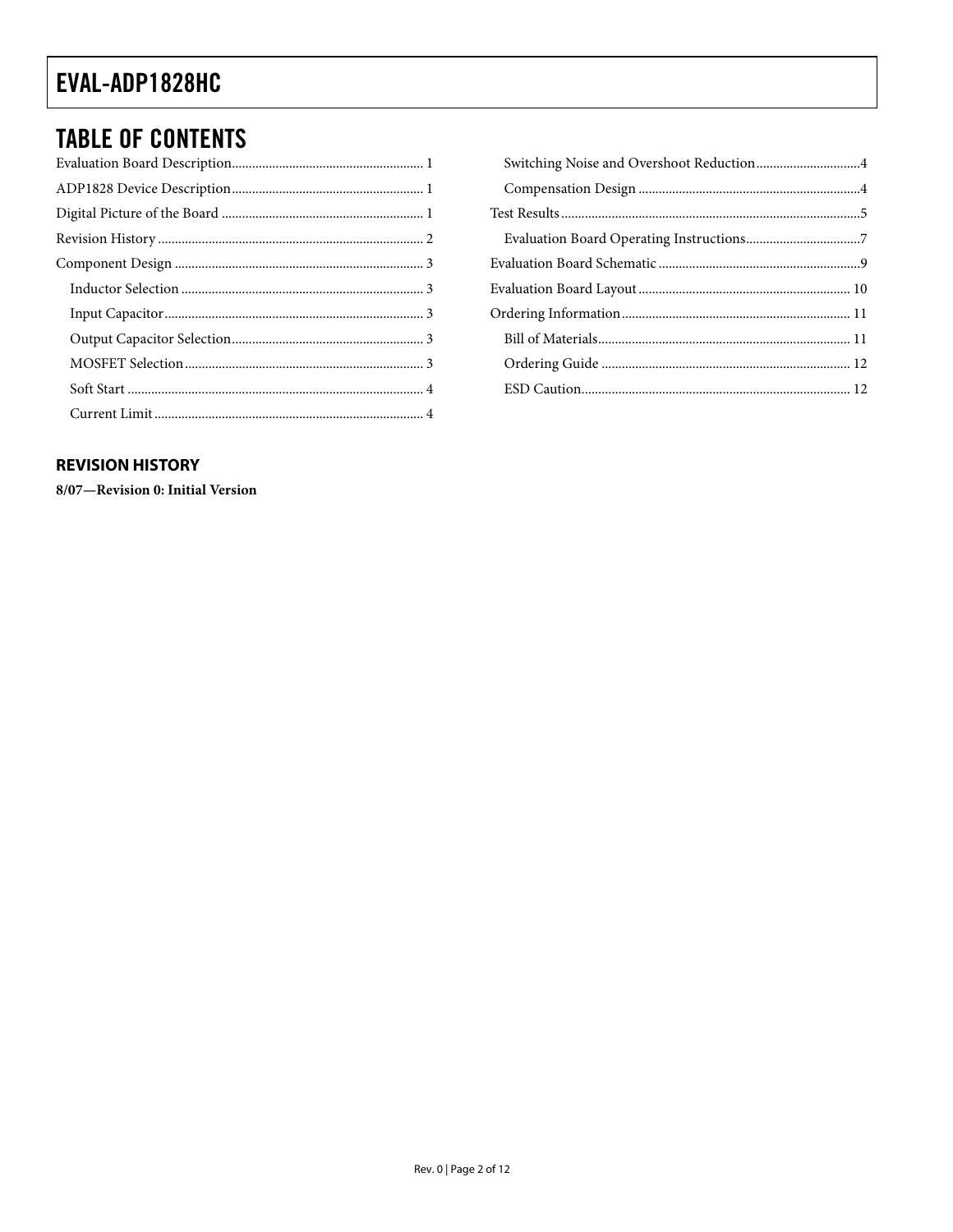## TABLE OF CONTENTS

Evaluation Board Description ........ 1
ADP1828 Device Description ........ 1
Digital Picture of the Board ........ 1
Revision History ........ 2
Component Design ........ 3
 Inductor Selection ........ 3
 Input Capacitor ........ 3
 Output Capacitor Selection ........ 3
 MOSFET Selection ........ 3
 Soft Start ........ 4
 Current Limit ........ 4
 Switching Noise and Overshoot Reduction ........ 4
 Compensation Design ........ 4
Test Results ........ 5
 Evaluation Board Operating Instructions ........ 7
Evaluation Board Schematic ........ 9
Evaluation Board Layout ........ 10
Ordering Information ........ 11
 Bill of Materials ........ 11
 Ordering Guide ........ 12
 ESD Caution ........ 12

### REVISION HISTORY

**8/07—Revision 0: Initial Version**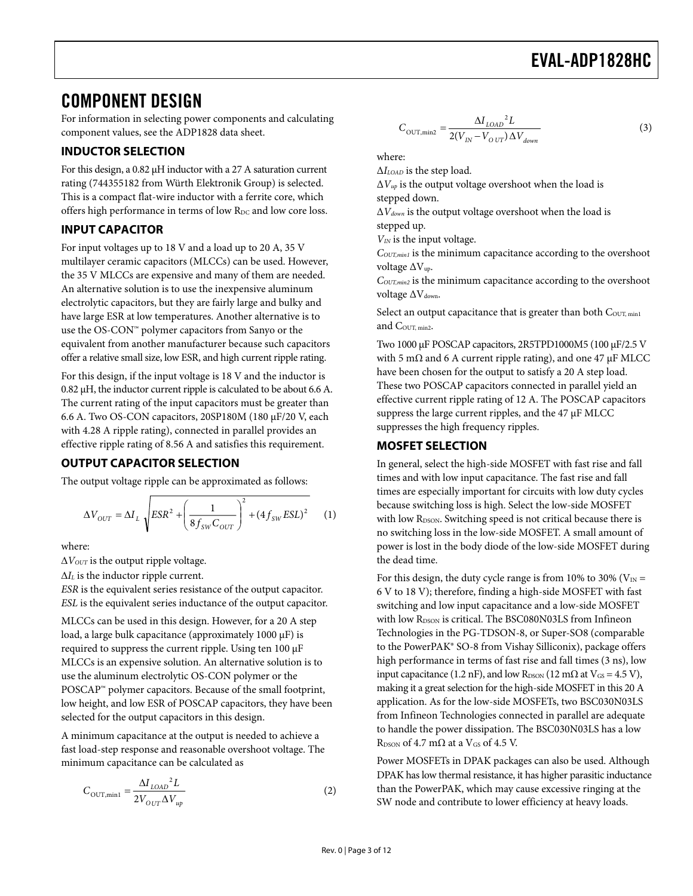## COMPONENT DESIGN

For information in selecting power components and calculating component values, see the ADP1828 data sheet.

### INDUCTOR SELECTION

For this design, a 0.82 μH inductor with a 27 A saturation current rating (744355182 from Würth Elektronik Group) is selected. This is a compact flat-wire inductor with a ferrite core, which offers high performance in terms of low $R_{DC}$ and low core loss.

### INPUT CAPACITOR

For input voltages up to 18 V and a load up to 20 A, 35 V multilayer ceramic capacitors (MLCCs) can be used. However, the 35 V MLCCs are expensive and many of them are needed. An alternative solution is to use the inexpensive aluminum electrolytic capacitors, but they are fairly large and bulky and have large ESR at low temperatures. Another alternative is to use the OS-CON™ polymer capacitors from Sanyo or the equivalent from another manufacturer because such capacitors offer a relative small size, low ESR, and high current ripple rating.

For this design, if the input voltage is 18 V and the inductor is 0.82 μH, the inductor current ripple is calculated to be about 6.6 A. The current rating of the input capacitors must be greater than 6.6 A. Two OS-CON capacitors, 20SP180M (180 μF/20 V, each with 4.28 A ripple rating), connected in parallel provides an effective ripple rating of 8.56 A and satisfies this requirement.

### OUTPUT CAPACITOR SELECTION

The output voltage ripple can be approximated as follows:

$$\Delta V_{OUT} = \Delta I_L \sqrt{ESR^2 + \left(\frac{1}{8 f_{SW} C_{OUT}}\right)^2 + (4 f_{SW} ESL)^2} \quad (1)$$

where:

$\Delta V_{OUT}$ is the output ripple voltage.
$\Delta I_L$ is the inductor ripple current.
*ESR* is the equivalent series resistance of the output capacitor.
*ESL* is the equivalent series inductance of the output capacitor.

MLCCs can be used in this design. However, for a 20 A step load, a large bulk capacitance (approximately 1000 μF) is required to suppress the current ripple. Using ten 100 μF MLCCs is an expensive solution. An alternative solution is to use the aluminum electrolytic OS-CON polymer or the POSCAP™ polymer capacitors. Because of the small footprint, low height, and low ESR of POSCAP capacitors, they have been selected for the output capacitors in this design.

A minimum capacitance at the output is needed to achieve a fast load-step response and reasonable overshoot voltage. The minimum capacitance can be calculated as

$$C_{OUT,min1} = \frac{\Delta I_{LOAD}^2 L}{2 V_{OUT} \Delta V_{up}} \quad (2)$$

$$C_{OUT,min2} = \frac{\Delta I_{LOAD}^2 L}{2(V_{IN} - V_{OUT}) \Delta V_{down}} \quad (3)$$

where:

$\Delta I_{LOAD}$ is the step load.
$\Delta V_{up}$ is the output voltage overshoot when the load is stepped down.
$\Delta V_{down}$ is the output voltage overshoot when the load is stepped up.
$V_{IN}$ is the input voltage.
$C_{OUT,min1}$ is the minimum capacitance according to the overshoot voltage $\Delta V_{up}$.
$C_{OUT,min2}$ is the minimum capacitance according to the overshoot voltage $\Delta V_{down}$.

Select an output capacitance that is greater than both $C_{OUT,\,min1}$ and $C_{OUT,\,min2}$.

Two 1000 μF POSCAP capacitors, 2R5TPD1000M5 (100 μF/2.5 V with 5 mΩ and 6 A current ripple rating), and one 47 μF MLCC have been chosen for the output to satisfy a 20 A step load. These two POSCAP capacitors connected in parallel yield an effective current ripple rating of 12 A. The POSCAP capacitors suppress the large current ripples, and the 47 μF MLCC suppresses the high frequency ripples.

### MOSFET SELECTION

In general, select the high-side MOSFET with fast rise and fall times and with low input capacitance. The fast rise and fall times are especially important for circuits with low duty cycles because switching loss is high. Select the low-side MOSFET with low $R_{DSON}$. Switching speed is not critical because there is no switching loss in the low-side MOSFET. A small amount of power is lost in the body diode of the low-side MOSFET during the dead time.

For this design, the duty cycle range is from 10% to 30% ($V_{IN}$ = 6 V to 18 V); therefore, finding a high-side MOSFET with fast switching and low input capacitance and a low-side MOSFET with low $R_{DSON}$ is critical. The BSC080N03LS from Infineon Technologies in the PG-TDSON-8, or Super-SO8 (comparable to the PowerPAK® SO-8 from Vishay Silliconix), package offers high performance in terms of fast rise and fall times (3 ns), low input capacitance (1.2 nF), and low $R_{DSON}$ (12 mΩ at $V_{GS}$ = 4.5 V), making it a great selection for the high-side MOSFET in this 20 A application. As for the low-side MOSFETs, two BSC030N03LS from Infineon Technologies connected in parallel are adequate to handle the power dissipation. The BSC030N03LS has a low $R_{DSON}$ of 4.7 mΩ at a $V_{GS}$ of 4.5 V.

Power MOSFETs in DPAK packages can also be used. Although DPAK has low thermal resistance, it has higher parasitic inductance than the PowerPAK, which may cause excessive ringing at the SW node and contribute to lower efficiency at heavy loads.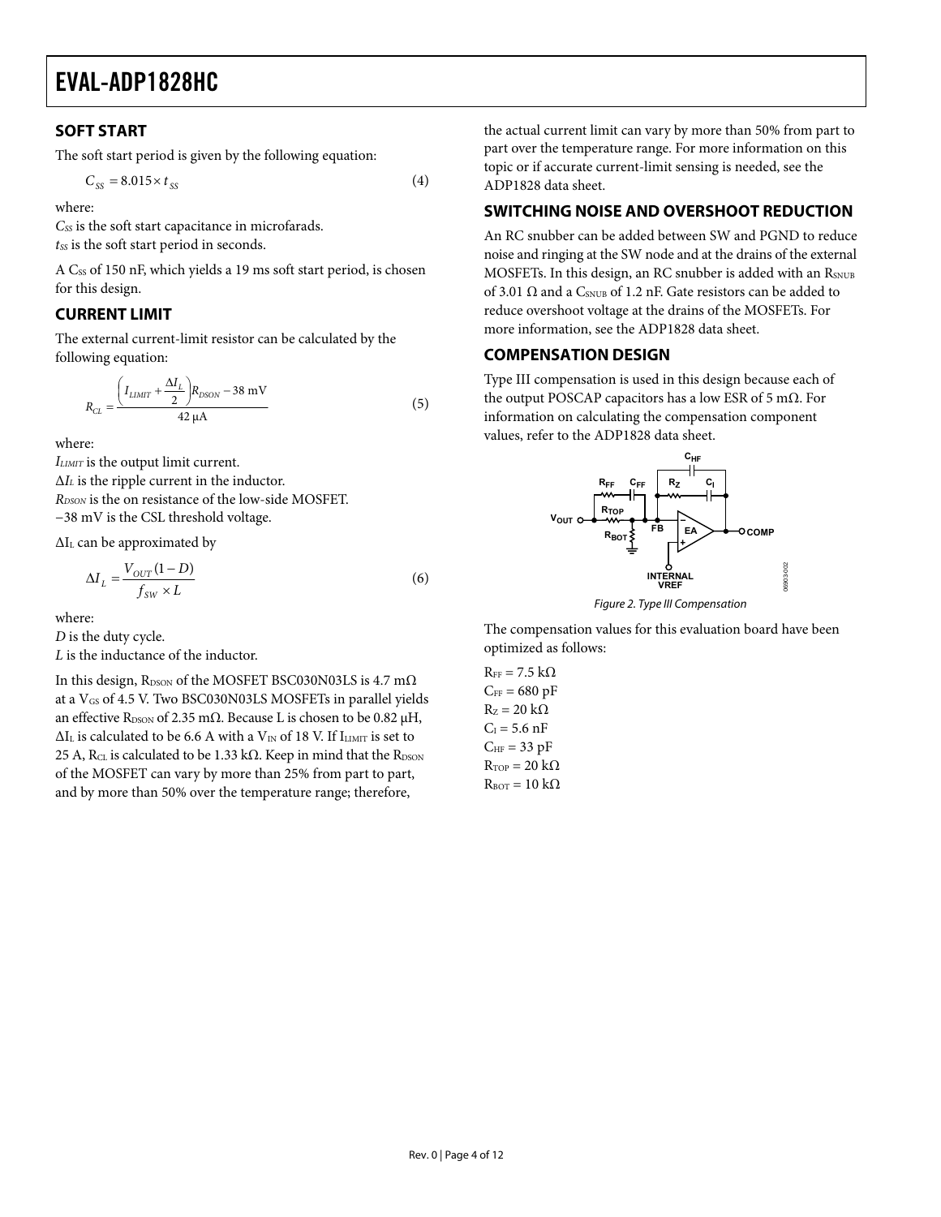## SOFT START

The soft start period is given by the following equation:

$$C_{SS} = 8.015 \times t_{SS} \tag{4}$$

where:
$C_{SS}$ is the soft start capacitance in microfarads.
$t_{SS}$ is the soft start period in seconds.

A $C_{SS}$ of 150 nF, which yields a 19 ms soft start period, is chosen for this design.

## CURRENT LIMIT

The external current-limit resistor can be calculated by the following equation:

$$R_{CL} = \frac{\left(I_{LIMIT} + \frac{\Delta I_L}{2}\right)R_{DSON} - 38\text{ mV}}{42\ \mu\text{A}} \tag{5}$$

where:
$I_{LIMIT}$ is the output limit current.
$\Delta I_L$ is the ripple current in the inductor.
$R_{DSON}$ is the on resistance of the low-side MOSFET.
−38 mV is the CSL threshold voltage.

$\Delta I_L$ can be approximated by

$$\Delta I_L = \frac{V_{OUT}(1 - D)}{f_{SW} \times L} \tag{6}$$

where:
$D$ is the duty cycle.
$L$ is the inductance of the inductor.

In this design, $R_{DSON}$ of the MOSFET BSC030N03LS is 4.7 mΩ at a $V_{GS}$ of 4.5 V. Two BSC030N03LS MOSFETs in parallel yields an effective $R_{DSON}$ of 2.35 mΩ. Because L is chosen to be 0.82 μH, $\Delta I_L$ is calculated to be 6.6 A with a $V_{IN}$ of 18 V. If $I_{LIMIT}$ is set to 25 A, $R_{CL}$ is calculated to be 1.33 kΩ. Keep in mind that the $R_{DSON}$ of the MOSFET can vary by more than 25% from part to part, and by more than 50% over the temperature range; therefore, the actual current limit can vary by more than 50% from part to part over the temperature range. For more information on this topic or if accurate current-limit sensing is needed, see the ADP1828 data sheet.

## SWITCHING NOISE AND OVERSHOOT REDUCTION

An RC snubber can be added between SW and PGND to reduce noise and ringing at the SW node and at the drains of the external MOSFETs. In this design, an RC snubber is added with an $R_{SNUB}$ of 3.01 Ω and a $C_{SNUB}$ of 1.2 nF. Gate resistors can be added to reduce overshoot voltage at the drains of the MOSFETs. For more information, see the ADP1828 data sheet.

## COMPENSATION DESIGN

Type III compensation is used in this design because each of the output POSCAP capacitors has a low ESR of 5 mΩ. For information on calculating the compensation component values, refer to the ADP1828 data sheet.

Figure 2. Type III Compensation

The compensation values for this evaluation board have been optimized as follows:

$R_{FF}$ = 7.5 kΩ
$C_{FF}$ = 680 pF
$R_Z$ = 20 kΩ
$C_I$ = 5.6 nF
$C_{HF}$ = 33 pF
$R_{TOP}$ = 20 kΩ
$R_{BOT}$ = 10 kΩ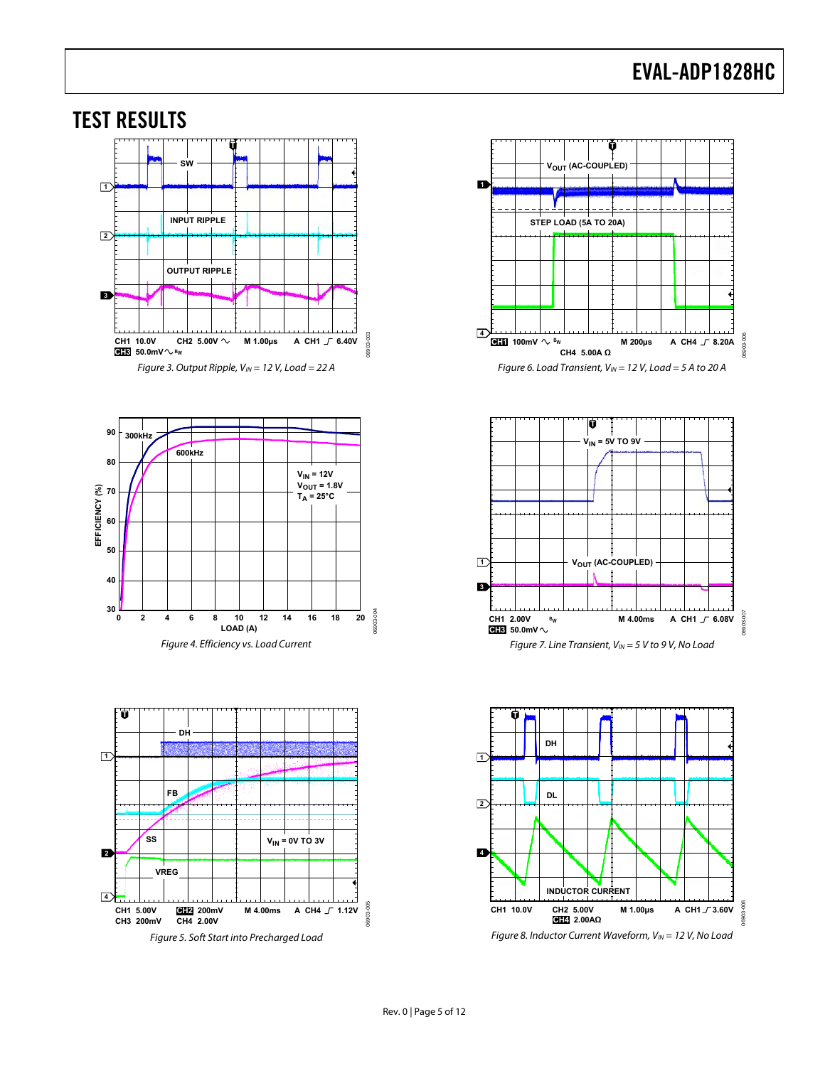## TEST RESULTS

Figure 3. Output Ripple, $V_{IN}$ = 12 V, Load = 22 A

Figure 4. Efficiency vs. Load Current

Figure 5. Soft Start into Precharged Load

Figure 6. Load Transient, $V_{IN}$ = 12 V, Load = 5 A to 20 A

Figure 7. Line Transient, $V_{IN}$ = 5 V to 9 V, No Load

Figure 8. Inductor Current Waveform, $V_{IN}$ = 12 V, No Load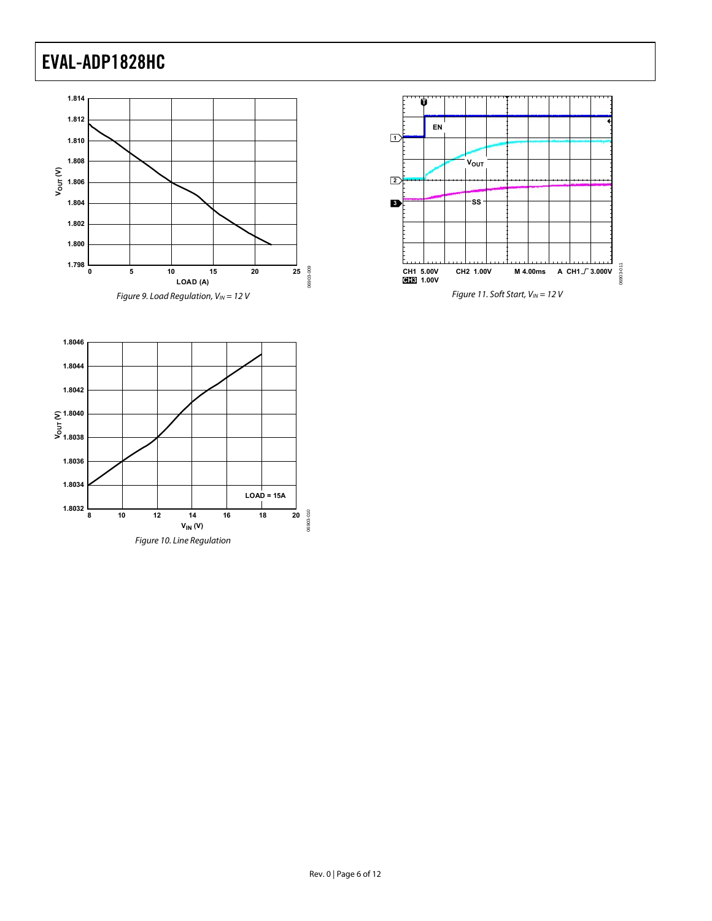Figure 9. Load Regulation, $V_{IN}$ = 12 V

Figure 11. Soft Start, $V_{IN}$ = 12 V

Figure 10. Line Regulation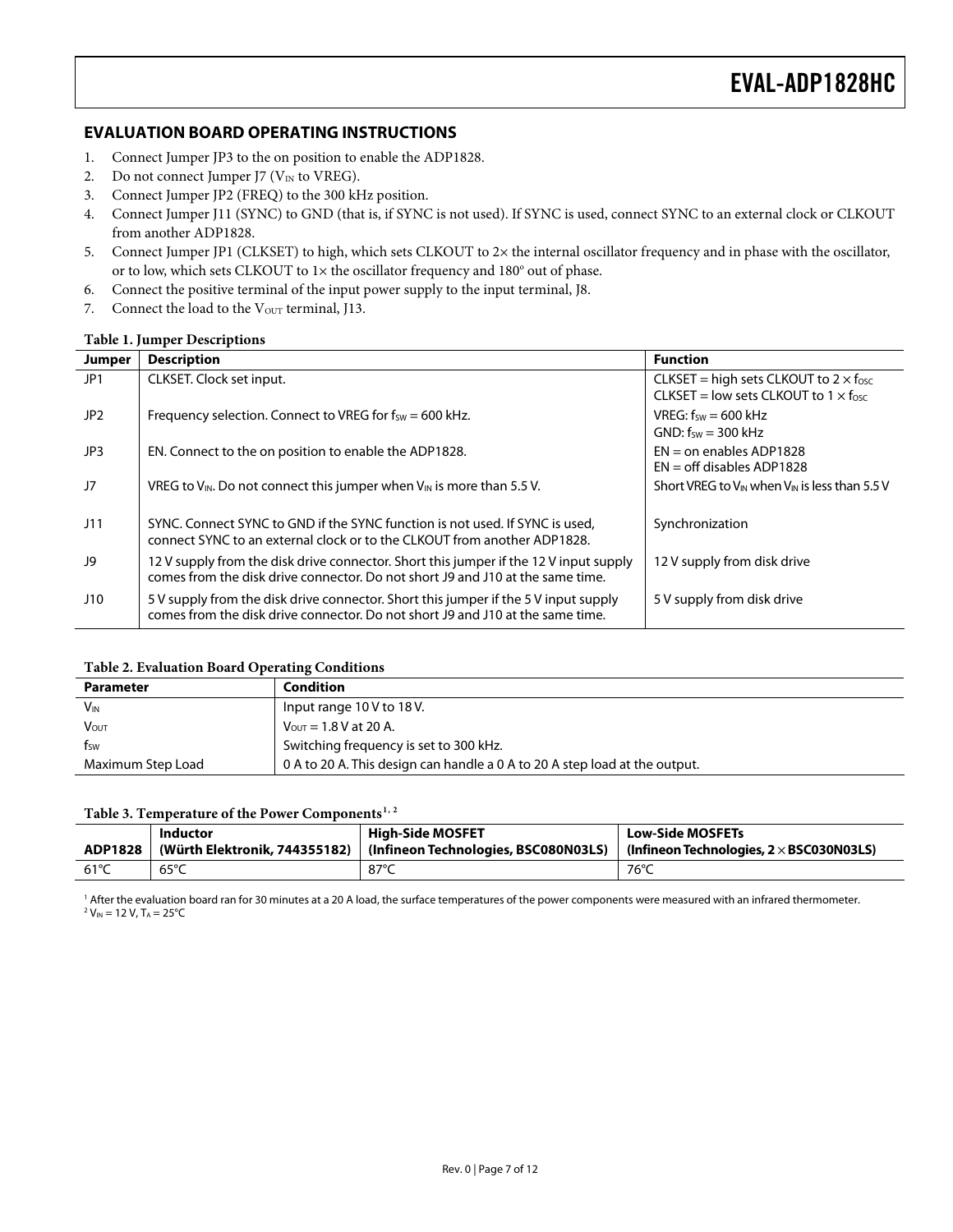## EVALUATION BOARD OPERATING INSTRUCTIONS

1. Connect Jumper JP3 to the on position to enable the ADP1828.
2. Do not connect Jumper J7 ($V_{IN}$ to VREG).
3. Connect Jumper JP2 (FREQ) to the 300 kHz position.
4. Connect Jumper J11 (SYNC) to GND (that is, if SYNC is not used). If SYNC is used, connect SYNC to an external clock or CLKOUT from another ADP1828.
5. Connect Jumper JP1 (CLKSET) to high, which sets CLKOUT to 2× the internal oscillator frequency and in phase with the oscillator, or to low, which sets CLKOUT to 1× the oscillator frequency and 180° out of phase.
6. Connect the positive terminal of the input power supply to the input terminal, J8.
7. Connect the load to the $V_{OUT}$ terminal, J13.

**Table 1. Jumper Descriptions**

| Jumper | Description | Function |
|---|---|---|
| JP1 | CLKSET. Clock set input. | CLKSET = high sets CLKOUT to $2 \times f_{OSC}$<br>CLKSET = low sets CLKOUT to $1 \times f_{OSC}$ |
| JP2 | Frequency selection. Connect to VREG for $f_{SW}$ = 600 kHz. | VREG: $f_{SW}$ = 600 kHz<br>GND: $f_{SW}$ = 300 kHz |
| JP3 | EN. Connect to the on position to enable the ADP1828. | EN = on enables ADP1828<br>EN = off disables ADP1828 |
| J7 | VREG to $V_{IN}$. Do not connect this jumper when $V_{IN}$ is more than 5.5 V. | Short VREG to $V_{IN}$ when $V_{IN}$ is less than 5.5 V |
| J11 | SYNC. Connect SYNC to GND if the SYNC function is not used. If SYNC is used, connect SYNC to an external clock or to the CLKOUT from another ADP1828. | Synchronization |
| J9 | 12 V supply from the disk drive connector. Short this jumper if the 12 V input supply comes from the disk drive connector. Do not short J9 and J10 at the same time. | 12 V supply from disk drive |
| J10 | 5 V supply from the disk drive connector. Short this jumper if the 5 V input supply comes from the disk drive connector. Do not short J9 and J10 at the same time. | 5 V supply from disk drive |

**Table 2. Evaluation Board Operating Conditions**

| Parameter | Condition |
|---|---|
| $V_{IN}$ | Input range 10 V to 18 V. |
| $V_{OUT}$ | $V_{OUT}$ = 1.8 V at 20 A. |
| $f_{SW}$ | Switching frequency is set to 300 kHz. |
| Maximum Step Load | 0 A to 20 A. This design can handle a 0 A to 20 A step load at the output. |

**Table 3. Temperature of the Power Components[1, 2]**

| ADP1828 | Inductor (Würth Elektronik, 744355182) | High-Side MOSFET (Infineon Technologies, BSC080N03LS) | Low-Side MOSFETs (Infineon Technologies, 2 × BSC030N03LS) |
|---|---|---|---|
| 61°C | 65°C | 87°C | 76°C |

[1] After the evaluation board ran for 30 minutes at a 20 A load, the surface temperatures of the power components were measured with an infrared thermometer.
[2] $V_{IN}$ = 12 V, $T_A$ = 25°C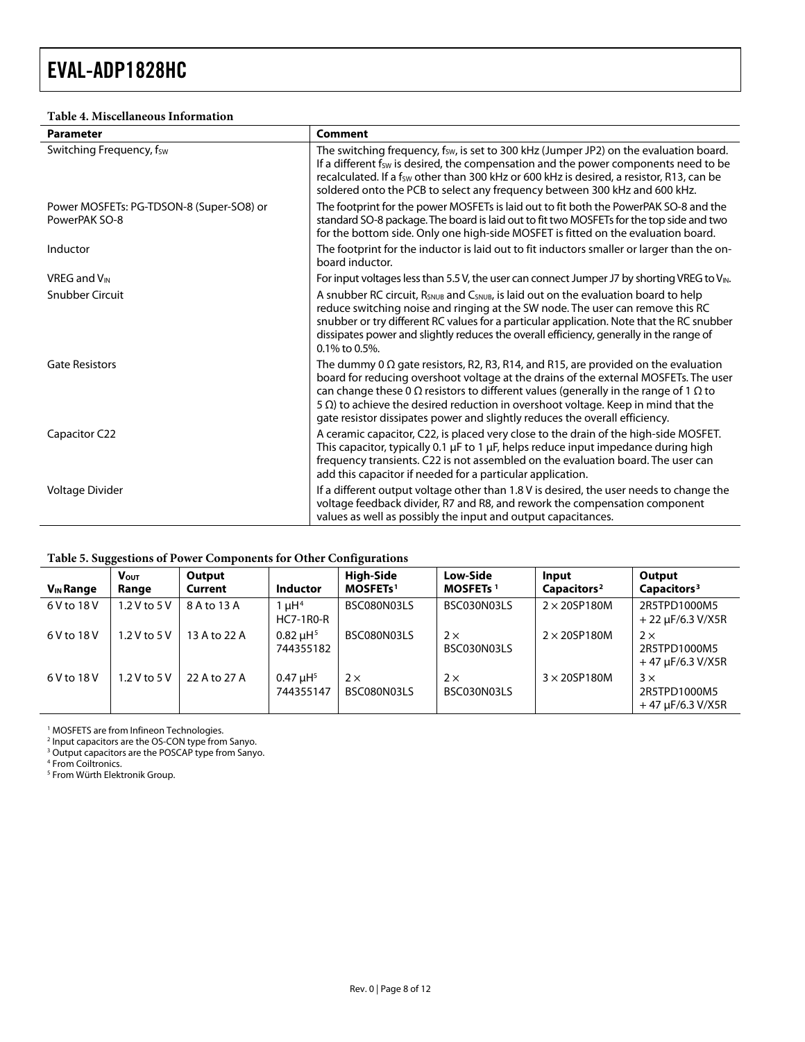**Table 4. Miscellaneous Information**

| Parameter | Comment |
|---|---|
| Switching Frequency, $f_{SW}$ | The switching frequency, $f_{SW}$, is set to 300 kHz (Jumper JP2) on the evaluation board. If a different $f_{SW}$ is desired, the compensation and the power components need to be recalculated. If a $f_{SW}$ other than 300 kHz or 600 kHz is desired, a resistor, R13, can be soldered onto the PCB to select any frequency between 300 kHz and 600 kHz. |
| Power MOSFETs: PG-TDSON-8 (Super-SO8) or PowerPAK SO-8 | The footprint for the power MOSFETs is laid out to fit both the PowerPAK SO-8 and the standard SO-8 package. The board is laid out to fit two MOSFETs for the top side and two for the bottom side. Only one high-side MOSFET is fitted on the evaluation board. |
| Inductor | The footprint for the inductor is laid out to fit inductors smaller or larger than the on-board inductor. |
| VREG and $V_{IN}$ | For input voltages less than 5.5 V, the user can connect Jumper J7 by shorting VREG to $V_{IN}$. |
| Snubber Circuit | A snubber RC circuit, $R_{SNUB}$ and $C_{SNUB}$, is laid out on the evaluation board to help reduce switching noise and ringing at the SW node. The user can remove this RC snubber or try different RC values for a particular application. Note that the RC snubber dissipates power and slightly reduces the overall efficiency, generally in the range of 0.1% to 0.5%. |
| Gate Resistors | The dummy 0 Ω gate resistors, R2, R3, R14, and R15, are provided on the evaluation board for reducing overshoot voltage at the drains of the external MOSFETs. The user can change these 0 Ω resistors to different values (generally in the range of 1 Ω to 5 Ω) to achieve the desired reduction in overshoot voltage. Keep in mind that the gate resistor dissipates power and slightly reduces the overall efficiency. |
| Capacitor C22 | A ceramic capacitor, C22, is placed very close to the drain of the high-side MOSFET. This capacitor, typically 0.1 μF to 1 μF, helps reduce input impedance during high frequency transients. C22 is not assembled on the evaluation board. The user can add this capacitor if needed for a particular application. |
| Voltage Divider | If a different output voltage other than 1.8 V is desired, the user needs to change the voltage feedback divider, R7 and R8, and rework the compensation component values as well as possibly the input and output capacitances. |

**Table 5. Suggestions of Power Components for Other Configurations**

| $V_{IN}$ Range | $V_{OUT}$ Range | Output Current | Inductor | High-Side MOSFETs[1] | Low-Side MOSFETs[1] | Input Capacitors[2] | Output Capacitors[3] |
|---|---|---|---|---|---|---|---|
| 6 V to 18 V | 1.2 V to 5 V | 8 A to 13 A | 1 μH[4] HC7-1R0-R | BSC080N03LS | BSC030N03LS | 2 × 20SP180M | 2R5TPD1000M5 + 22 μF/6.3 V/X5R |
| 6 V to 18 V | 1.2 V to 5 V | 13 A to 22 A | 0.82 μH[5] 744355182 | BSC080N03LS | 2 × BSC030N03LS | 2 × 20SP180M | 2 × 2R5TPD1000M5 + 47 μF/6.3 V/X5R |
| 6 V to 18 V | 1.2 V to 5 V | 22 A to 27 A | 0.47 μH[5] 744355147 | 2 × BSC080N03LS | 2 × BSC030N03LS | 3 × 20SP180M | 3 × 2R5TPD1000M5 + 47 μF/6.3 V/X5R |

[1] MOSFETS are from Infineon Technologies.
[2] Input capacitors are the OS-CON type from Sanyo.
[3] Output capacitors are the POSCAP type from Sanyo.
[4] From Coiltronics.
[5] From Würth Elektronik Group.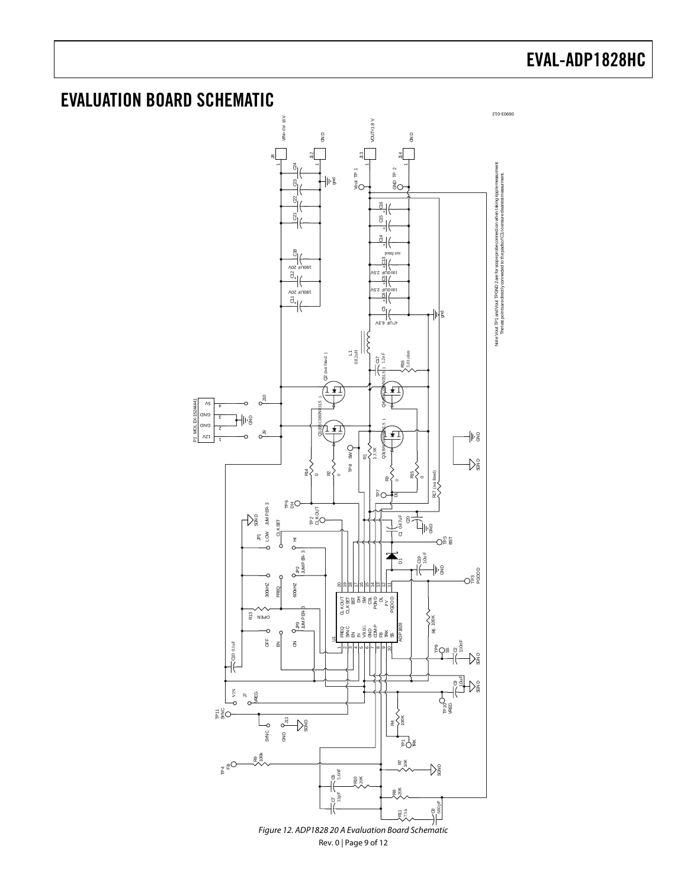## EVALUATION BOARD SCHEMATIC

Figure 12. ADP1828 20 A Evaluation Board Schematic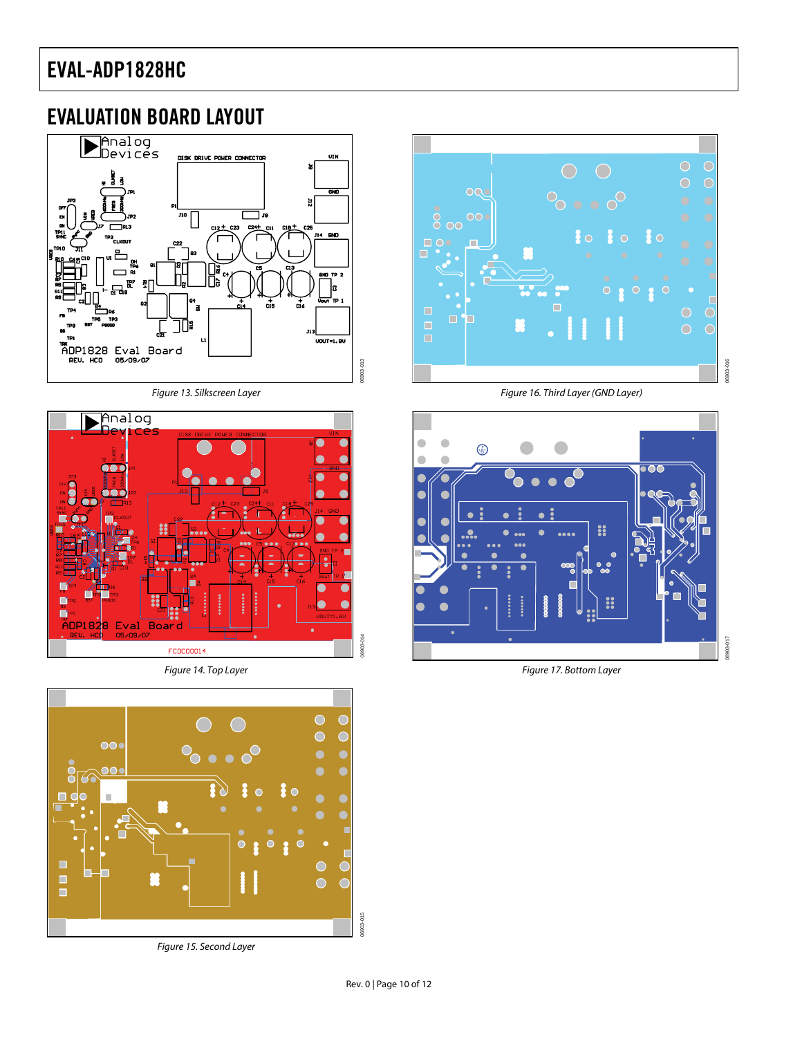## EVALUATION BOARD LAYOUT

Figure 13. Silkscreen Layer

Figure 14. Top Layer

Figure 15. Second Layer

Figure 16. Third Layer (GND Layer)

Figure 17. Bottom Layer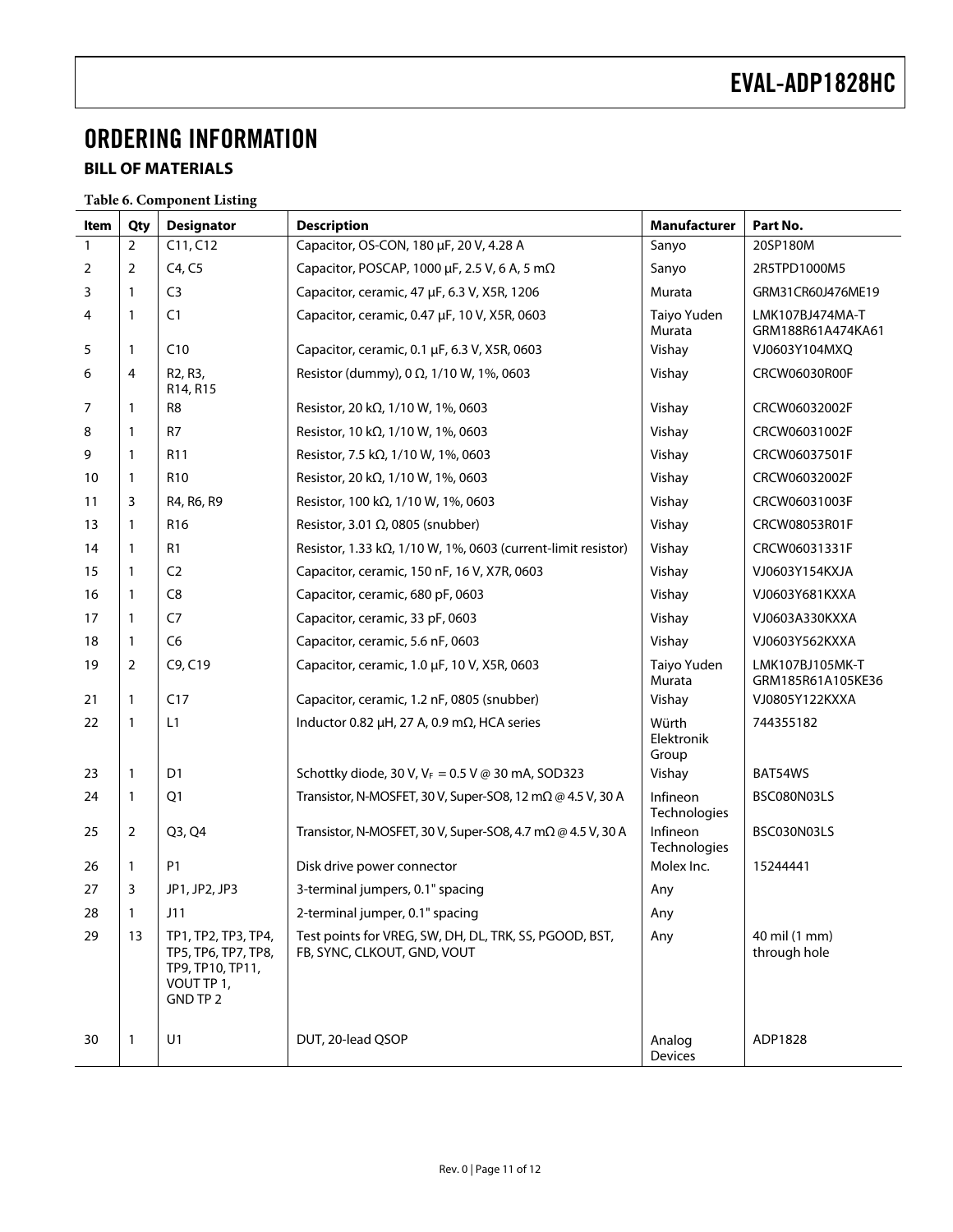# ORDERING INFORMATION

## BILL OF MATERIALS

**Table 6. Component Listing**

| Item | Qty | Designator | Description | Manufacturer | Part No. |
|---|---|---|---|---|---|
| 1 | 2 | C11, C12 | Capacitor, OS-CON, 180 µF, 20 V, 4.28 A | Sanyo | 20SP180M |
| 2 | 2 | C4, C5 | Capacitor, POSCAP, 1000 µF, 2.5 V, 6 A, 5 mΩ | Sanyo | 2R5TPD1000M5 |
| 3 | 1 | C3 | Capacitor, ceramic, 47 µF, 6.3 V, X5R, 1206 | Murata | GRM31CR60J476ME19 |
| 4 | 1 | C1 | Capacitor, ceramic, 0.47 µF, 10 V, X5R, 0603 | Taiyo Yuden Murata | LMK107BJ474MA-T GRM188R61A474KA61 |
| 5 | 1 | C10 | Capacitor, ceramic, 0.1 µF, 6.3 V, X5R, 0603 | Vishay | VJ0603Y104MXQ |
| 6 | 4 | R2, R3, R14, R15 | Resistor (dummy), 0 Ω, 1/10 W, 1%, 0603 | Vishay | CRCW06030R00F |
| 7 | 1 | R8 | Resistor, 20 kΩ, 1/10 W, 1%, 0603 | Vishay | CRCW06032002F |
| 8 | 1 | R7 | Resistor, 10 kΩ, 1/10 W, 1%, 0603 | Vishay | CRCW06031002F |
| 9 | 1 | R11 | Resistor, 7.5 kΩ, 1/10 W, 1%, 0603 | Vishay | CRCW06037501F |
| 10 | 1 | R10 | Resistor, 20 kΩ, 1/10 W, 1%, 0603 | Vishay | CRCW06032002F |
| 11 | 3 | R4, R6, R9 | Resistor, 100 kΩ, 1/10 W, 1%, 0603 | Vishay | CRCW06031003F |
| 13 | 1 | R16 | Resistor, 3.01 Ω, 0805 (snubber) | Vishay | CRCW08053R01F |
| 14 | 1 | R1 | Resistor, 1.33 kΩ, 1/10 W, 1%, 0603 (current-limit resistor) | Vishay | CRCW06031331F |
| 15 | 1 | C2 | Capacitor, ceramic, 150 nF, 16 V, X7R, 0603 | Vishay | VJ0603Y154KXJA |
| 16 | 1 | C8 | Capacitor, ceramic, 680 pF, 0603 | Vishay | VJ0603Y681KXXA |
| 17 | 1 | C7 | Capacitor, ceramic, 33 pF, 0603 | Vishay | VJ0603A330KXXA |
| 18 | 1 | C6 | Capacitor, ceramic, 5.6 nF, 0603 | Vishay | VJ0603Y562KXXA |
| 19 | 2 | C9, C19 | Capacitor, ceramic, 1.0 µF, 10 V, X5R, 0603 | Taiyo Yuden Murata | LMK107BJ105MK-T GRM185R61A105KE36 |
| 21 | 1 | C17 | Capacitor, ceramic, 1.2 nF, 0805 (snubber) | Vishay | VJ0805Y122KXXA |
| 22 | 1 | L1 | Inductor 0.82 µH, 27 A, 0.9 mΩ, HCA series | Würth Elektronik Group | 744355182 |
| 23 | 1 | D1 | Schottky diode, 30 V, $V_F$ = 0.5 V @ 30 mA, SOD323 | Vishay | BAT54WS |
| 24 | 1 | Q1 | Transistor, N-MOSFET, 30 V, Super-SO8, 12 mΩ @ 4.5 V, 30 A | Infineon Technologies | BSC080N03LS |
| 25 | 2 | Q3, Q4 | Transistor, N-MOSFET, 30 V, Super-SO8, 4.7 mΩ @ 4.5 V, 30 A | Infineon Technologies | BSC030N03LS |
| 26 | 1 | P1 | Disk drive power connector | Molex Inc. | 15244441 |
| 27 | 3 | JP1, JP2, JP3 | 3-terminal jumpers, 0.1" spacing | Any | |
| 28 | 1 | J11 | 2-terminal jumper, 0.1" spacing | Any | |
| 29 | 13 | TP1, TP2, TP3, TP4, TP5, TP6, TP7, TP8, TP9, TP10, TP11, VOUT TP 1, GND TP 2 | Test points for VREG, SW, DH, DL, TRK, SS, PGOOD, BST, FB, SYNC, CLKOUT, GND, VOUT | Any | 40 mil (1 mm) through hole |
| 30 | 1 | U1 | DUT, 20-lead QSOP | Analog Devices | ADP1828 |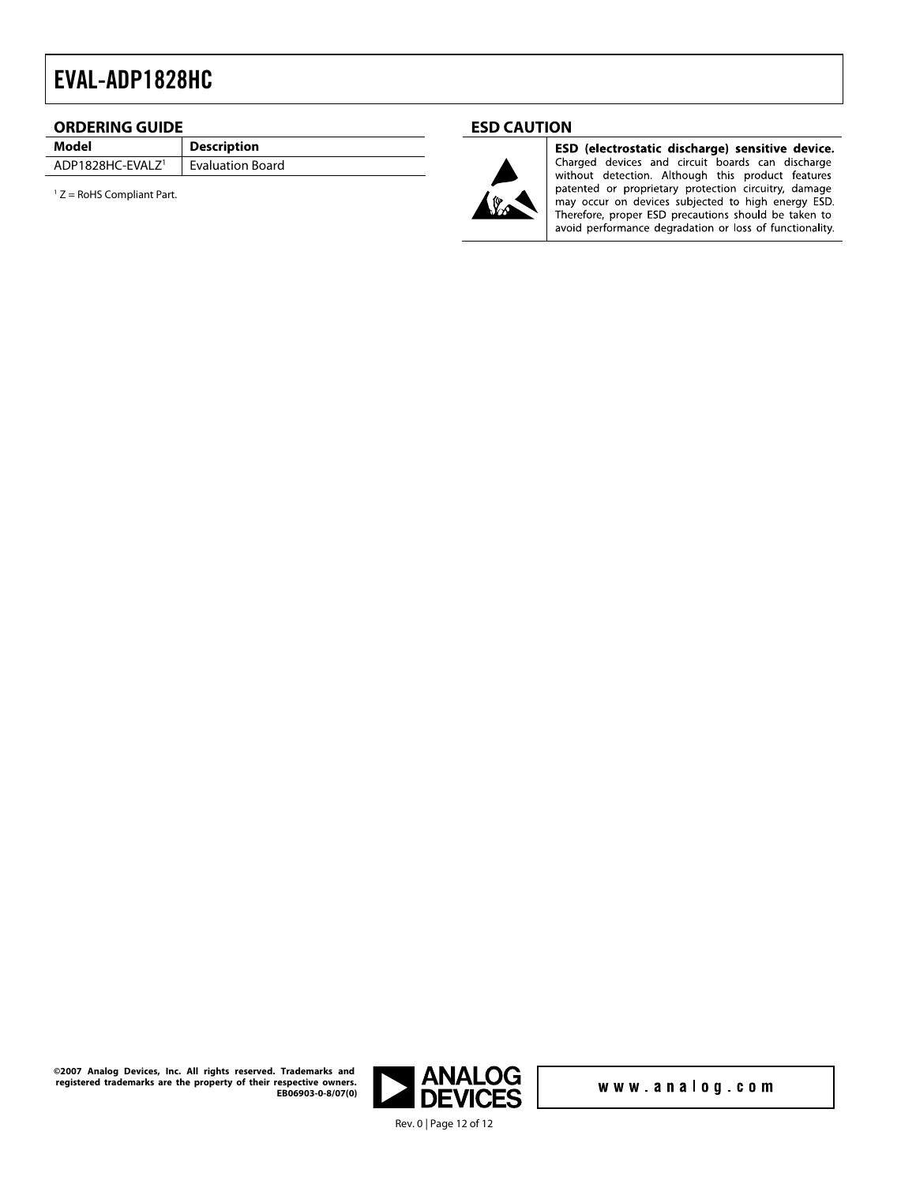## ORDERING GUIDE

| Model | Description |
| --- | --- |
| ADP1828HC-EVALZ[1] | Evaluation Board |

[1] Z = RoHS Compliant Part.

## ESD CAUTION

**ESD (electrostatic discharge) sensitive device.** Charged devices and circuit boards can discharge without detection. Although this product features patented or proprietary protection circuitry, damage may occur on devices subjected to high energy ESD. Therefore, proper ESD precautions should be taken to avoid performance degradation or loss of functionality.

**©2007 Analog Devices, Inc. All rights reserved. Trademarks and registered trademarks are the property of their respective owners.**
**EB06903-0-8/07(0)**

www.analog.com